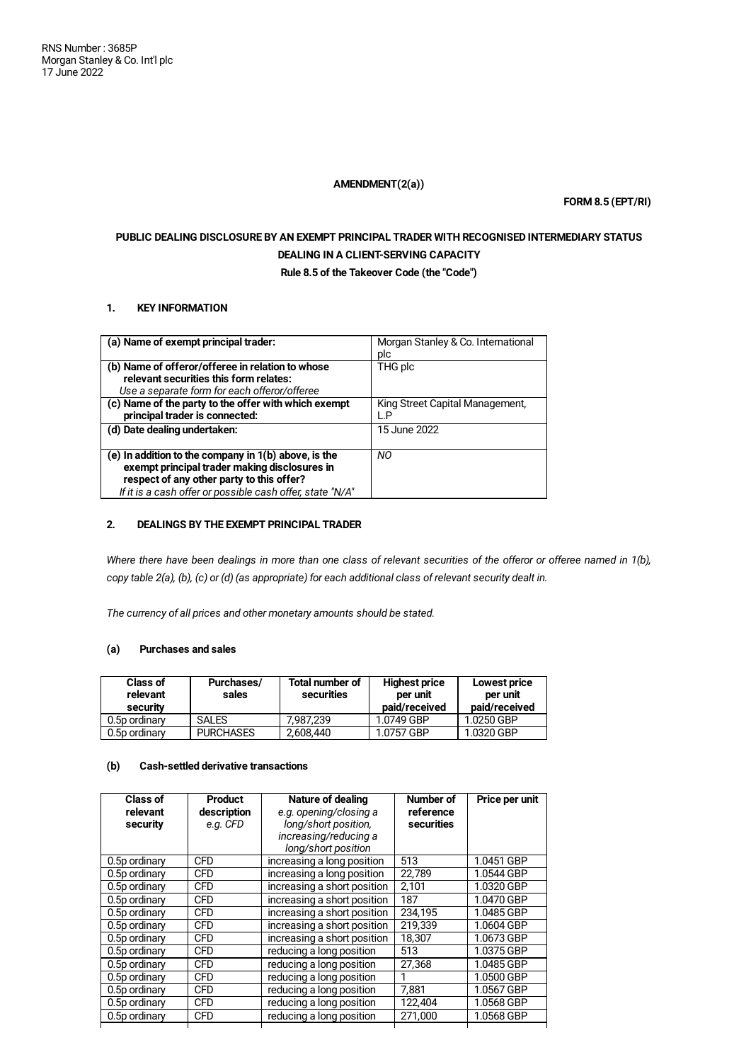RNS Number : 3685P
Morgan Stanley & Co. Int'l plc
17 June 2022

**AMENDMENT(2(a))**

**FORM 8.5 (EPT/RI)**

**PUBLIC DEALING DISCLOSURE BY AN EXEMPT PRINCIPAL TRADER WITH RECOGNISED INTERMEDIARY STATUS DEALING IN A CLIENT-SERVING CAPACITY**

**Rule 8.5 of the Takeover Code (the "Code")**

## 1. KEY INFORMATION

| | |
|---|---|
| **(a) Name of exempt principal trader:** | Morgan Stanley & Co. International plc |
| **(b) Name of offeror/offeree in relation to whose relevant securities this form relates:** *Use a separate form for each offeror/offeree* | THG plc |
| **(c) Name of the party to the offer with which exempt principal trader is connected:** | King Street Capital Management, L.P |
| **(d) Date dealing undertaken:** | 15 June 2022 |
| **(e) In addition to the company in 1(b) above, is the exempt principal trader making disclosures in respect of any other party to this offer?** *If it is a cash offer or possible cash offer, state "N/A"* | *NO* |

## 2. DEALINGS BY THE EXEMPT PRINCIPAL TRADER

*Where there have been dealings in more than one class of relevant securities of the offeror or offeree named in 1(b), copy table 2(a), (b), (c) or (d) (as appropriate) for each additional class of relevant security dealt in.*

*The currency of all prices and other monetary amounts should be stated.*

### (a) Purchases and sales

| Class of relevant security | Purchases/ sales | Total number of securities | Highest price per unit paid/received | Lowest price per unit paid/received |
|---|---|---|---|---|
| 0.5p ordinary | SALES | 7,987,239 | 1.0749 GBP | 1.0250 GBP |
| 0.5p ordinary | PURCHASES | 2,608,440 | 1.0757 GBP | 1.0320 GBP |

### (b) Cash-settled derivative transactions

| Class of relevant security | Product description *e.g. CFD* | Nature of dealing *e.g. opening/closing a long/short position, increasing/reducing a long/short position* | Number of reference securities | Price per unit |
|---|---|---|---|---|
| 0.5p ordinary | CFD | increasing a long position | 513 | 1.0451 GBP |
| 0.5p ordinary | CFD | increasing a long position | 22,789 | 1.0544 GBP |
| 0.5p ordinary | CFD | increasing a short position | 2,101 | 1.0320 GBP |
| 0.5p ordinary | CFD | increasing a short position | 187 | 1.0470 GBP |
| 0.5p ordinary | CFD | increasing a short position | 234,195 | 1.0485 GBP |
| 0.5p ordinary | CFD | increasing a short position | 219,339 | 1.0604 GBP |
| 0.5p ordinary | CFD | increasing a short position | 18,307 | 1.0673 GBP |
| 0.5p ordinary | CFD | reducing a long position | 513 | 1.0375 GBP |
| 0.5p ordinary | CFD | reducing a long position | 27,368 | 1.0485 GBP |
| 0.5p ordinary | CFD | reducing a long position | 1 | 1.0500 GBP |
| 0.5p ordinary | CFD | reducing a long position | 7,881 | 1.0567 GBP |
| 0.5p ordinary | CFD | reducing a long position | 122,404 | 1.0568 GBP |
| 0.5p ordinary | CFD | reducing a long position | 271,000 | 1.0568 GBP |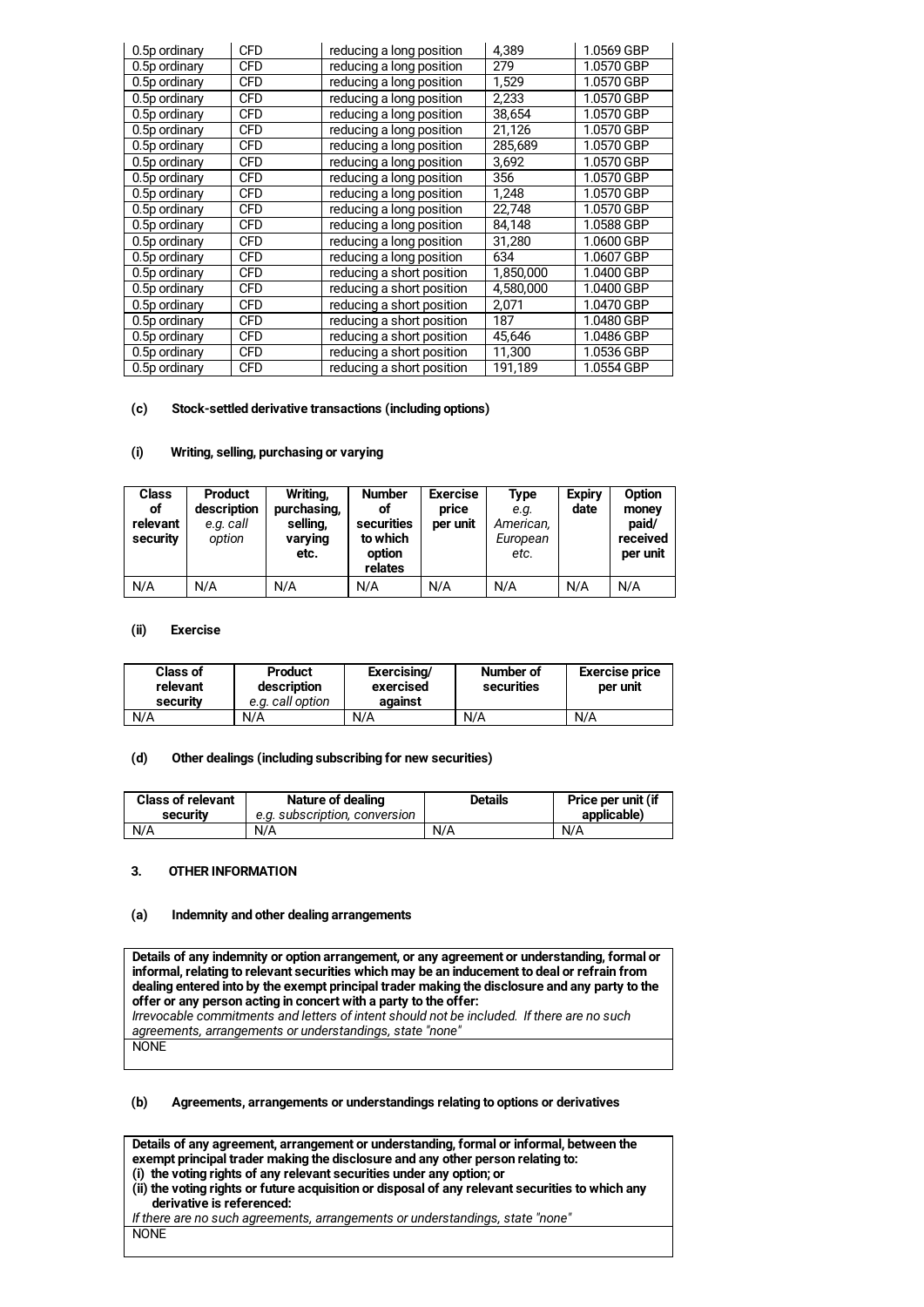| 0.5p ordinary | CFD | reducing a long position | 4,389 | 1.0569 GBP |
|---|---|---|---|---|
| 0.5p ordinary | CFD | reducing a long position | 279 | 1.0570 GBP |
| 0.5p ordinary | CFD | reducing a long position | 1,529 | 1.0570 GBP |
| 0.5p ordinary | CFD | reducing a long position | 2,233 | 1.0570 GBP |
| 0.5p ordinary | CFD | reducing a long position | 38,654 | 1.0570 GBP |
| 0.5p ordinary | CFD | reducing a long position | 21,126 | 1.0570 GBP |
| 0.5p ordinary | CFD | reducing a long position | 285,689 | 1.0570 GBP |
| 0.5p ordinary | CFD | reducing a long position | 3,692 | 1.0570 GBP |
| 0.5p ordinary | CFD | reducing a long position | 356 | 1.0570 GBP |
| 0.5p ordinary | CFD | reducing a long position | 1,248 | 1.0570 GBP |
| 0.5p ordinary | CFD | reducing a long position | 22,748 | 1.0570 GBP |
| 0.5p ordinary | CFD | reducing a long position | 84,148 | 1.0588 GBP |
| 0.5p ordinary | CFD | reducing a long position | 31,280 | 1.0600 GBP |
| 0.5p ordinary | CFD | reducing a long position | 634 | 1.0607 GBP |
| 0.5p ordinary | CFD | reducing a short position | 1,850,000 | 1.0400 GBP |
| 0.5p ordinary | CFD | reducing a short position | 4,580,000 | 1.0400 GBP |
| 0.5p ordinary | CFD | reducing a short position | 2,071 | 1.0470 GBP |
| 0.5p ordinary | CFD | reducing a short position | 187 | 1.0480 GBP |
| 0.5p ordinary | CFD | reducing a short position | 45,646 | 1.0486 GBP |
| 0.5p ordinary | CFD | reducing a short position | 11,300 | 1.0536 GBP |
| 0.5p ordinary | CFD | reducing a short position | 191,189 | 1.0554 GBP |

**(c) Stock-settled derivative transactions (including options)**

**(i) Writing, selling, purchasing or varying**

| Class of relevant security | Product description *e.g. call option* | Writing, purchasing, selling, varying etc. | Number of securities to which option relates | Exercise price per unit | Type *e.g. American, European etc.* | Expiry date | Option money paid/ received per unit |
|---|---|---|---|---|---|---|---|
| N/A | N/A | N/A | N/A | N/A | N/A | N/A | N/A |

**(ii) Exercise**

| Class of relevant security | Product description *e.g. call option* | Exercising/ exercised against | Number of securities | Exercise price per unit |
|---|---|---|---|---|
| N/A | N/A | N/A | N/A | N/A |

**(d) Other dealings (including subscribing for new securities)**

| Class of relevant security | Nature of dealing *e.g. subscription, conversion* | Details | Price per unit (if applicable) |
|---|---|---|---|
| N/A | N/A | N/A | N/A |

**3. OTHER INFORMATION**

**(a) Indemnity and other dealing arrangements**

| **Details of any indemnity or option arrangement, or any agreement or understanding, formal or informal, relating to relevant securities which may be an inducement to deal or refrain from dealing entered into by the exempt principal trader making the disclosure and any party to the offer or any person acting in concert with a party to the offer:** *Irrevocable commitments and letters of intent should not be included. If there are no such agreements, arrangements or understandings, state "none"* |
|---|
| NONE |

**(b) Agreements, arrangements or understandings relating to options or derivatives**

| **Details of any agreement, arrangement or understanding, formal or informal, between the exempt principal trader making the disclosure and any other person relating to: (i) the voting rights of any relevant securities under any option; or (ii) the voting rights or future acquisition or disposal of any relevant securities to which any derivative is referenced:** *If there are no such agreements, arrangements or understandings, state "none"* |
|---|
| NONE |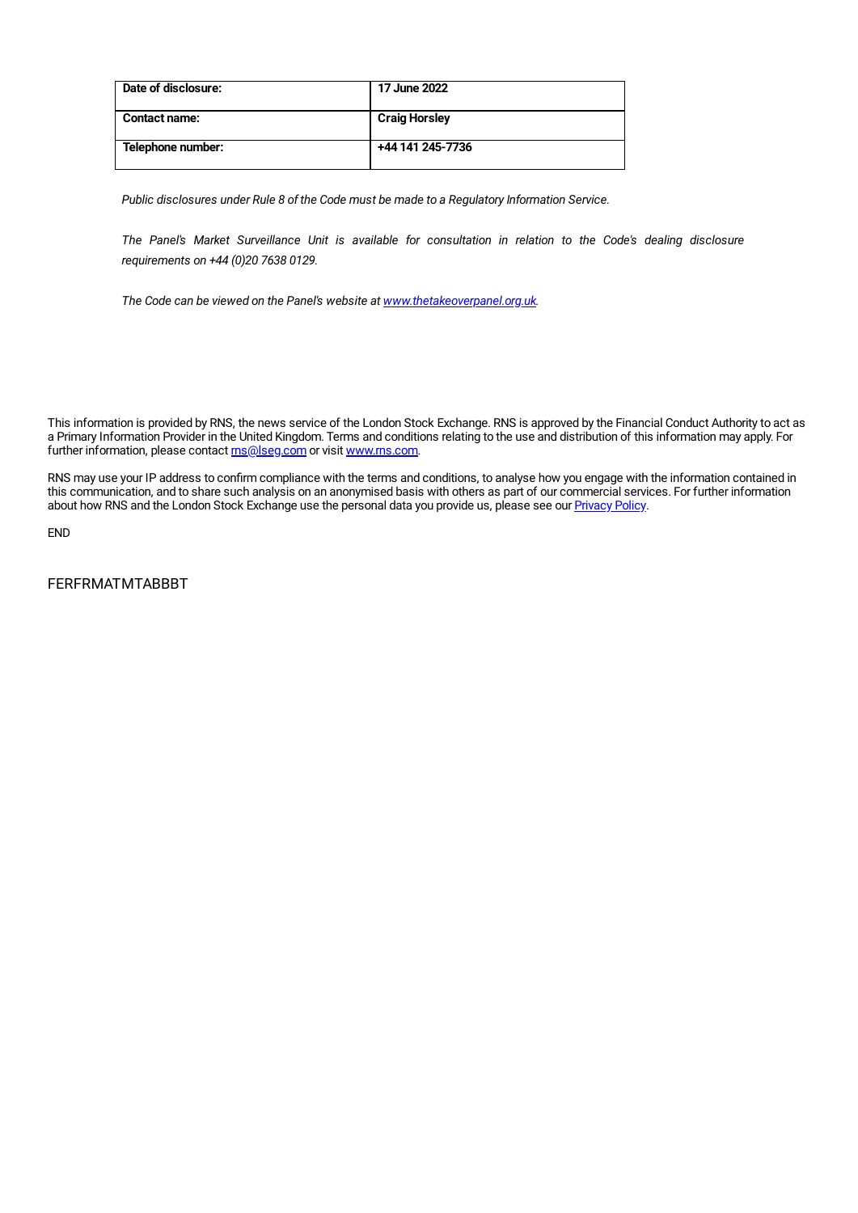| | |
|---|---|
| **Date of disclosure:** | **17 June 2022** |
| **Contact name:** | **Craig Horsley** |
| **Telephone number:** | **+44 141 245-7736** |

*Public disclosures under Rule 8 of the Code must be made to a Regulatory Information Service.*

*The Panel's Market Surveillance Unit is available for consultation in relation to the Code's dealing disclosure requirements on +44 (0)20 7638 0129.*

*The Code can be viewed on the Panel's website at [www.thetakeoverpanel.org.uk](www.thetakeoverpanel.org.uk).*

This information is provided by RNS, the news service of the London Stock Exchange. RNS is approved by the Financial Conduct Authority to act as a Primary Information Provider in the United Kingdom. Terms and conditions relating to the use and distribution of this information may apply. For further information, please contact [rns@lseg.com](mailto:rns@lseg.com) or visit [www.rns.com](www.rns.com).

RNS may use your IP address to confirm compliance with the terms and conditions, to analyse how you engage with the information contained in this communication, and to share such analysis on an anonymised basis with others as part of our commercial services. For further information about how RNS and the London Stock Exchange use the personal data you provide us, please see our [Privacy Policy]().

END

FERFRMATMTABBBT